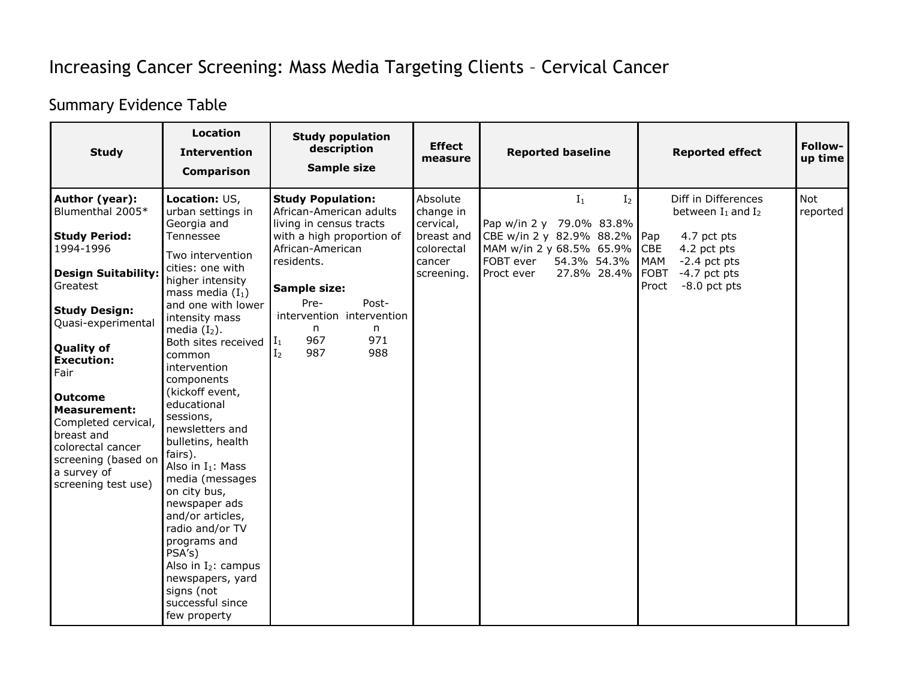# Increasing Cancer Screening: Mass Media Targeting Clients – Cervical Cancer

## Summary Evidence Table

| Study | Location<br>Intervention<br>Comparison | Study population description<br>Sample size | Effect measure | Reported baseline | Reported effect | Follow-up time |
|---|---|---|---|---|---|---|
| **Author (year):** Blumenthal 2005*<br><br>**Study Period:** 1994-1996<br><br>**Design Suitability:** Greatest<br><br>**Study Design:** Quasi-experimental<br><br>**Quality of Execution:** Fair<br><br>**Outcome Measurement:** Completed cervical, breast and colorectal cancer screening (based on a survey of screening test use) | **Location:** US, urban settings in Georgia and Tennessee<br>Two intervention cities: one with higher intensity mass media ($I_1$) and one with lower intensity mass media ($I_2$).<br>Both sites received common intervention components (kickoff event, educational sessions, newsletters and bulletins, health fairs).<br>Also in $I_1$: Mass media (messages on city bus, newspaper ads and/or articles, radio and/or TV programs and PSA's)<br>Also in $I_2$: campus newspapers, yard signs (not successful since few property | **Study Population:** African-American adults living in census tracts with a high proportion of African-American residents.<br><br>**Sample size:**<br>Pre-intervention n / Post-intervention n<br>$I_1$ 967 / 971<br>$I_2$ 987 / 988 | Absolute change in cervical, breast and colorectal cancer screening. | $I_1$ / $I_2$<br>Pap w/in 2 y 79.0% / 83.8%<br>CBE w/in 2 y 82.9% / 88.2%<br>MAM w/in 2 y 68.5% / 65.9%<br>FOBT ever 54.3% / 54.3%<br>Proct ever 27.8% / 28.4% | Diff in Differences between $I_1$ and $I_2$<br><br>Pap 4.7 pct pts<br>CBE 4.2 pct pts<br>MAM -2.4 pct pts<br>FOBT -4.7 pct pts<br>Proct -8.0 pct pts | Not reported |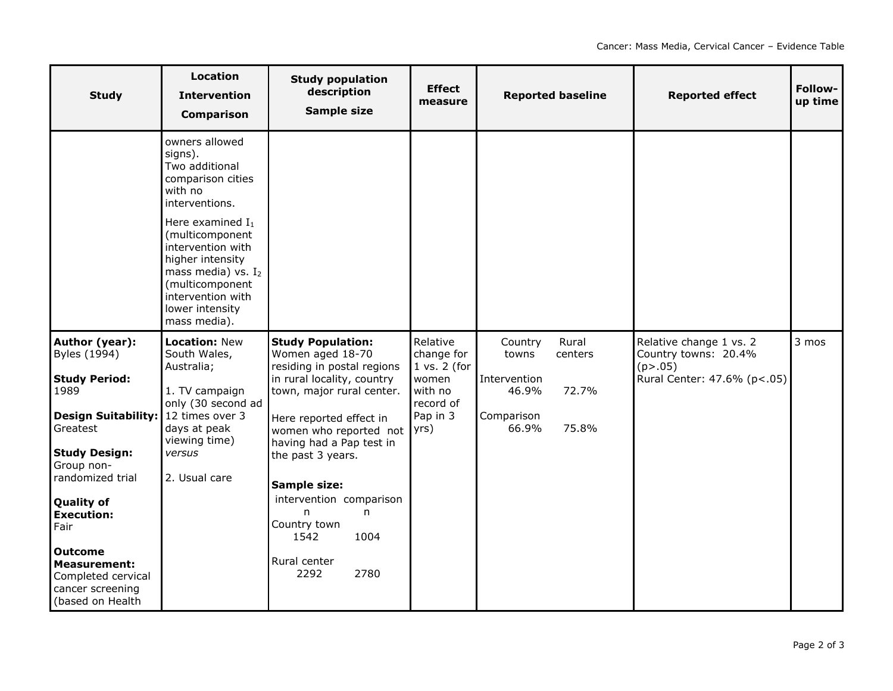| Study | Location<br>Intervention<br>Comparison | Study population description<br>Sample size | Effect measure | Reported baseline | Reported effect | Follow-up time |
|---|---|---|---|---|---|---|
| | owners allowed signs).<br>Two additional comparison cities with no interventions.<br><br>Here examined $I_1$ (multicomponent intervention with higher intensity mass media) vs. $I_2$ (multicomponent intervention with lower intensity mass media). | | | | | |
| **Author (year):** Byles (1994)<br><br>**Study Period:** 1989<br><br>**Design Suitability:** Greatest<br><br>**Study Design:** Group non-randomized trial<br><br>**Quality of Execution:** Fair<br><br>**Outcome Measurement:** Completed cervical cancer screening (based on Health | **Location:** New South Wales, Australia;<br><br>1. TV campaign only (30 second ad 12 times over 3 days at peak viewing time) *versus*<br><br>2. Usual care | **Study Population:** Women aged 18-70 residing in postal regions in rural locality, country town, major rural center.<br><br>Here reported effect in women who reported not having had a Pap test in the past 3 years.<br><br>**Sample size:**<br>intervention n / comparison n<br>Country town: 1542 / 1004<br><br>Rural center: 2292 / 2780 | Relative change for 1 vs. 2 (for women with no record of Pap in 3 yrs) | Country towns / Rural centers<br><br>Intervention: 46.9% / 72.7%<br><br>Comparison: 66.9% / 75.8% | Relative change 1 vs. 2<br>Country towns: 20.4% ($p>.05$)<br>Rural Center: 47.6% ($p<.05$) | 3 mos |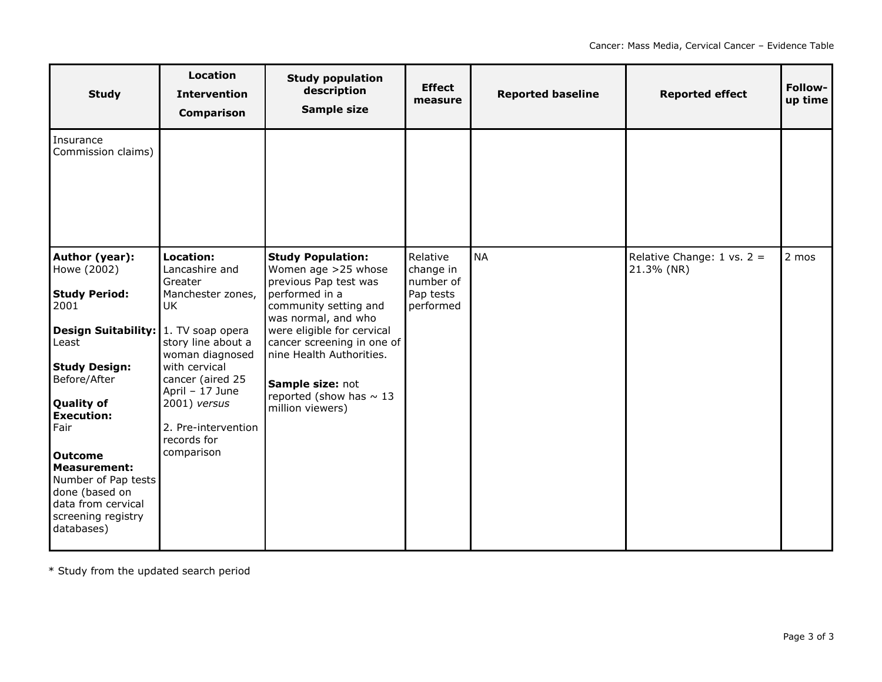| Study | Location<br>Intervention<br>Comparison | Study population description<br>Sample size | Effect measure | Reported baseline | Reported effect | Follow-up time |
|---|---|---|---|---|---|---|
| Insurance Commission claims) | | | | | | |
| **Author (year):** Howe (2002)<br><br>**Study Period:** 2001<br><br>**Design Suitability:** Least<br><br>**Study Design:** Before/After<br><br>**Quality of Execution:** Fair<br><br>**Outcome Measurement:** Number of Pap tests done (based on data from cervical screening registry databases) | **Location:** Lancashire and Greater Manchester zones, UK<br><br>1. TV soap opera story line about a woman diagnosed with cervical cancer (aired 25 April – 17 June 2001) *versus*<br><br>2. Pre-intervention records for comparison | **Study Population:** Women age >25 whose previous Pap test was performed in a community setting and was normal, and who were eligible for cervical cancer screening in one of nine Health Authorities.<br><br>**Sample size:** not reported (show has ~ 13 million viewers) | Relative change in number of Pap tests performed | NA | Relative Change: 1 vs. 2 = 21.3% (NR) | 2 mos |

* Study from the updated search period